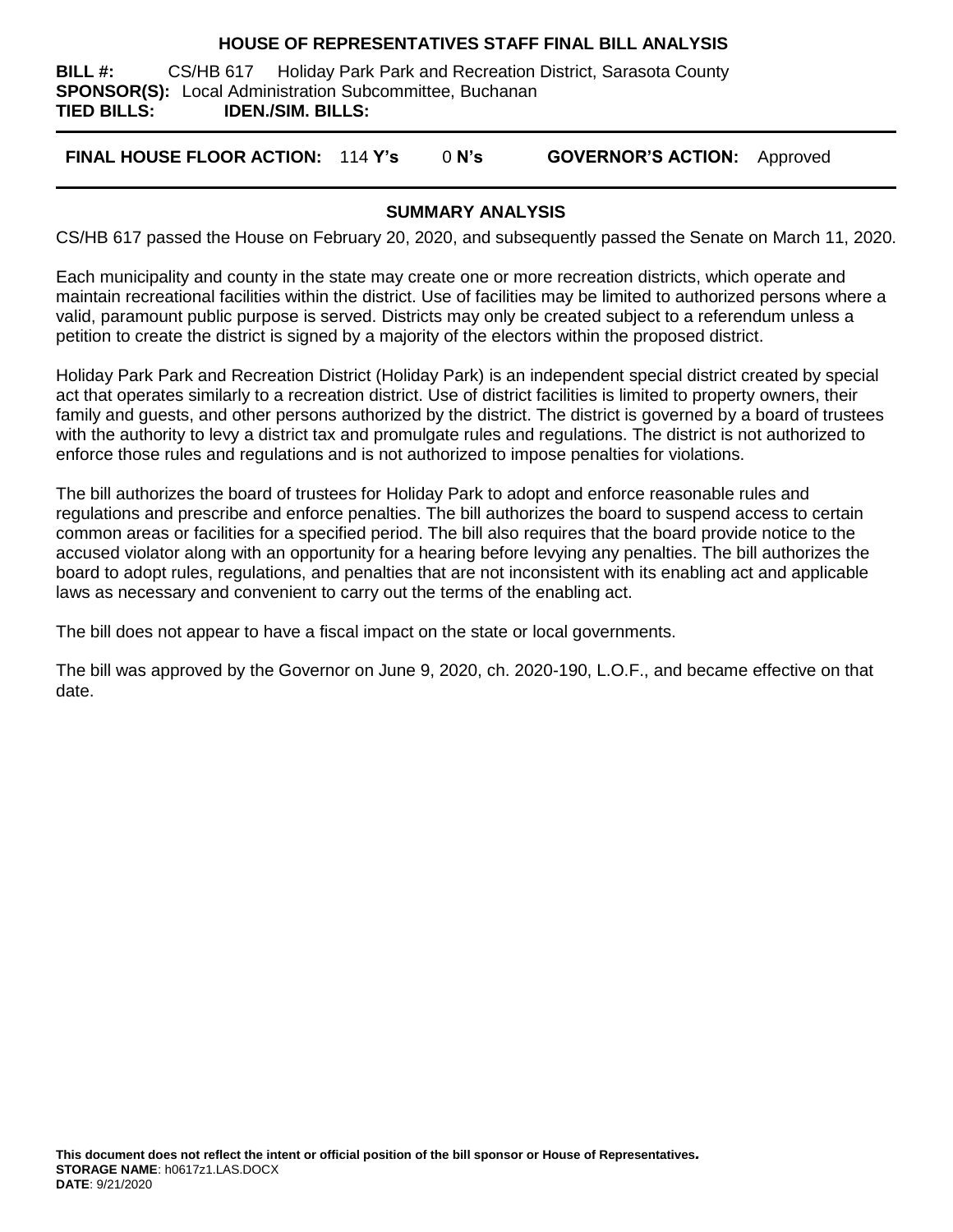# HOUSE OF REPRESENTATIVES STAFF FINAL BILL ANALYSIS

**BILL #:** CS/HB 617 Holiday Park Park and Recreation District, Sarasota County
**SPONSOR(S):** Local Administration Subcommittee, Buchanan
**TIED BILLS:** **IDEN./SIM. BILLS:**

**FINAL HOUSE FLOOR ACTION:** 114 **Y's** 0 **N's** **GOVERNOR'S ACTION:** Approved

## SUMMARY ANALYSIS

CS/HB 617 passed the House on February 20, 2020, and subsequently passed the Senate on March 11, 2020.

Each municipality and county in the state may create one or more recreation districts, which operate and maintain recreational facilities within the district. Use of facilities may be limited to authorized persons where a valid, paramount public purpose is served. Districts may only be created subject to a referendum unless a petition to create the district is signed by a majority of the electors within the proposed district.

Holiday Park Park and Recreation District (Holiday Park) is an independent special district created by special act that operates similarly to a recreation district. Use of district facilities is limited to property owners, their family and guests, and other persons authorized by the district. The district is governed by a board of trustees with the authority to levy a district tax and promulgate rules and regulations. The district is not authorized to enforce those rules and regulations and is not authorized to impose penalties for violations.

The bill authorizes the board of trustees for Holiday Park to adopt and enforce reasonable rules and regulations and prescribe and enforce penalties. The bill authorizes the board to suspend access to certain common areas or facilities for a specified period. The bill also requires that the board provide notice to the accused violator along with an opportunity for a hearing before levying any penalties. The bill authorizes the board to adopt rules, regulations, and penalties that are not inconsistent with its enabling act and applicable laws as necessary and convenient to carry out the terms of the enabling act.

The bill does not appear to have a fiscal impact on the state or local governments.

The bill was approved by the Governor on June 9, 2020, ch. 2020-190, L.O.F., and became effective on that date.

**This document does not reflect the intent or official position of the bill sponsor or House of Representatives.**
**STORAGE NAME**: h0617z1.LAS.DOCX
**DATE**: 9/21/2020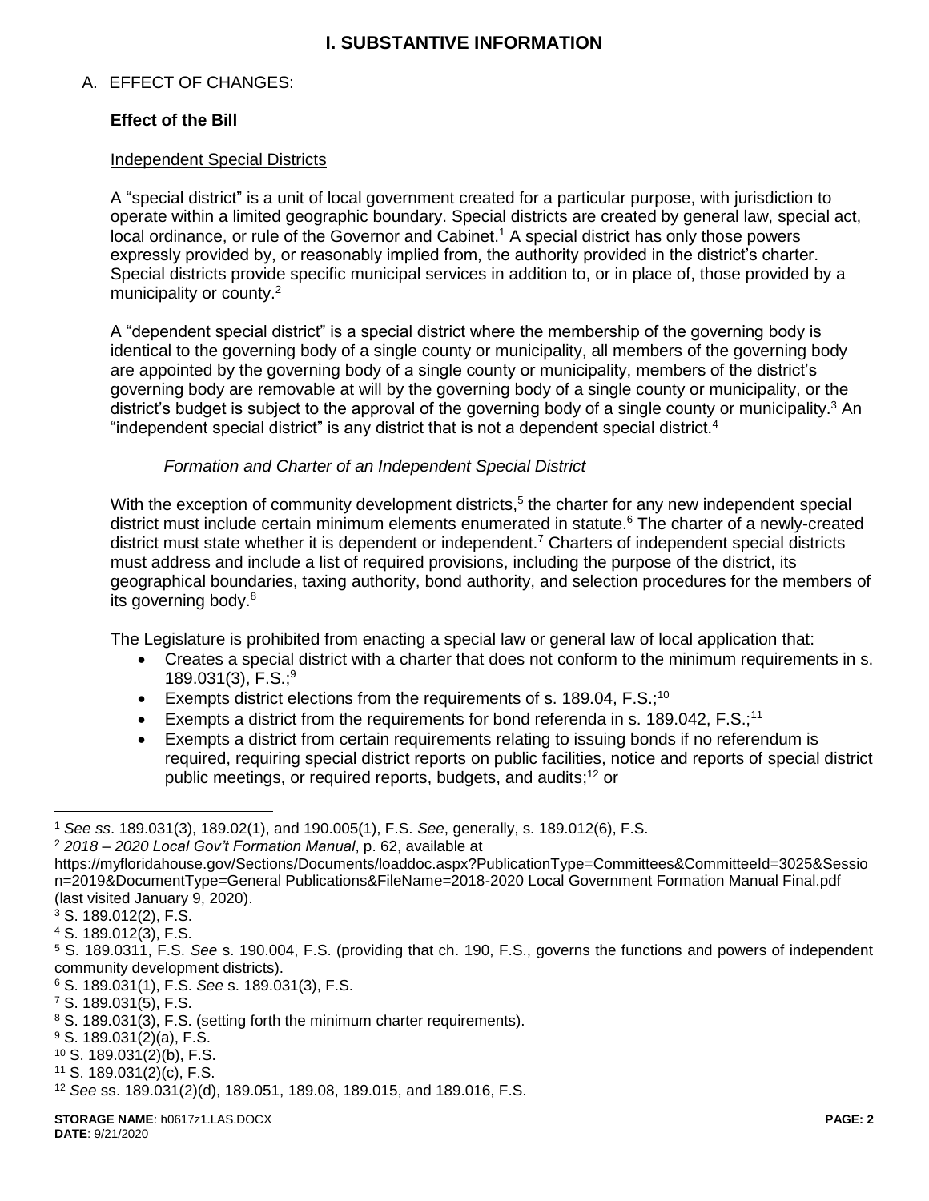# I. SUBSTANTIVE INFORMATION

A. EFFECT OF CHANGES:

**Effect of the Bill**

Independent Special Districts

A "special district" is a unit of local government created for a particular purpose, with jurisdiction to operate within a limited geographic boundary. Special districts are created by general law, special act, local ordinance, or rule of the Governor and Cabinet.[1] A special district has only those powers expressly provided by, or reasonably implied from, the authority provided in the district's charter. Special districts provide specific municipal services in addition to, or in place of, those provided by a municipality or county.[2]

A "dependent special district" is a special district where the membership of the governing body is identical to the governing body of a single county or municipality, all members of the governing body are appointed by the governing body of a single county or municipality, members of the district's governing body are removable at will by the governing body of a single county or municipality, or the district's budget is subject to the approval of the governing body of a single county or municipality.[3] An "independent special district" is any district that is not a dependent special district.[4]

*Formation and Charter of an Independent Special District*

With the exception of community development districts,[5] the charter for any new independent special district must include certain minimum elements enumerated in statute.[6] The charter of a newly-created district must state whether it is dependent or independent.[7] Charters of independent special districts must address and include a list of required provisions, including the purpose of the district, its geographical boundaries, taxing authority, bond authority, and selection procedures for the members of its governing body.[8]

The Legislature is prohibited from enacting a special law or general law of local application that:

- Creates a special district with a charter that does not conform to the minimum requirements in s. 189.031(3), F.S.;[9]
- Exempts district elections from the requirements of s. 189.04, F.S.;[10]
- Exempts a district from the requirements for bond referenda in s. 189.042, F.S.;[11]
- Exempts a district from certain requirements relating to issuing bonds if no referendum is required, requiring special district reports on public facilities, notice and reports of special district public meetings, or required reports, budgets, and audits;[12] or

---

[1] *See ss*. 189.031(3), 189.02(1), and 190.005(1), F.S. *See*, generally, s. 189.012(6), F.S.

[2] *2018 – 2020 Local Gov't Formation Manual*, p. 62, available at https://myfloridahouse.gov/Sections/Documents/loaddoc.aspx?PublicationType=Committees&CommitteeId=3025&Session=2019&DocumentType=General Publications&FileName=2018-2020 Local Government Formation Manual Final.pdf (last visited January 9, 2020).

[3] S. 189.012(2), F.S.

[4] S. 189.012(3), F.S.

[5] S. 189.0311, F.S. *See* s. 190.004, F.S. (providing that ch. 190, F.S., governs the functions and powers of independent community development districts).

[6] S. 189.031(1), F.S. *See* s. 189.031(3), F.S.

[7] S. 189.031(5), F.S.

[8] S. 189.031(3), F.S. (setting forth the minimum charter requirements).

[9] S. 189.031(2)(a), F.S.

[10] S. 189.031(2)(b), F.S.

[11] S. 189.031(2)(c), F.S.

[12] *See* ss. 189.031(2)(d), 189.051, 189.08, 189.015, and 189.016, F.S.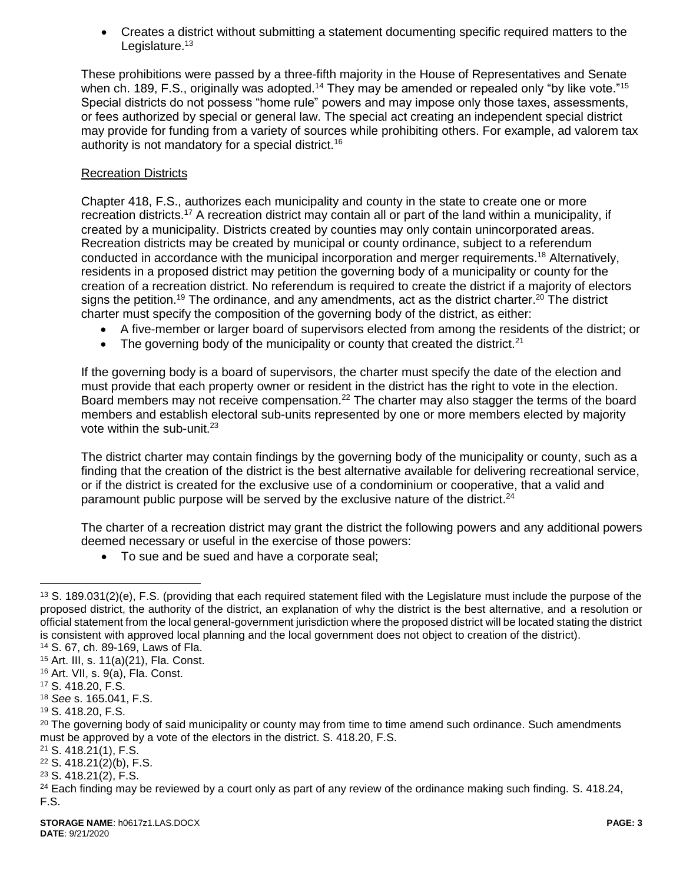- Creates a district without submitting a statement documenting specific required matters to the Legislature.[13]

These prohibitions were passed by a three-fifth majority in the House of Representatives and Senate when ch. 189, F.S., originally was adopted.[14] They may be amended or repealed only "by like vote."[15] Special districts do not possess "home rule" powers and may impose only those taxes, assessments, or fees authorized by special or general law. The special act creating an independent special district may provide for funding from a variety of sources while prohibiting others. For example, ad valorem tax authority is not mandatory for a special district.[16]

Recreation Districts

Chapter 418, F.S., authorizes each municipality and county in the state to create one or more recreation districts.[17] A recreation district may contain all or part of the land within a municipality, if created by a municipality. Districts created by counties may only contain unincorporated areas. Recreation districts may be created by municipal or county ordinance, subject to a referendum conducted in accordance with the municipal incorporation and merger requirements.[18] Alternatively, residents in a proposed district may petition the governing body of a municipality or county for the creation of a recreation district. No referendum is required to create the district if a majority of electors signs the petition.[19] The ordinance, and any amendments, act as the district charter.[20] The district charter must specify the composition of the governing body of the district, as either:

- A five-member or larger board of supervisors elected from among the residents of the district; or
- The governing body of the municipality or county that created the district.[21]

If the governing body is a board of supervisors, the charter must specify the date of the election and must provide that each property owner or resident in the district has the right to vote in the election. Board members may not receive compensation.[22] The charter may also stagger the terms of the board members and establish electoral sub-units represented by one or more members elected by majority vote within the sub-unit.[23]

The district charter may contain findings by the governing body of the municipality or county, such as a finding that the creation of the district is the best alternative available for delivering recreational service, or if the district is created for the exclusive use of a condominium or cooperative, that a valid and paramount public purpose will be served by the exclusive nature of the district.[24]

The charter of a recreation district may grant the district the following powers and any additional powers deemed necessary or useful in the exercise of those powers:

- To sue and be sued and have a corporate seal;

---

[13] S. 189.031(2)(e), F.S. (providing that each required statement filed with the Legislature must include the purpose of the proposed district, the authority of the district, an explanation of why the district is the best alternative, and a resolution or official statement from the local general-government jurisdiction where the proposed district will be located stating the district is consistent with approved local planning and the local government does not object to creation of the district).

[14] S. 67, ch. 89-169, Laws of Fla.

[15] Art. III, s. 11(a)(21), Fla. Const.

[16] Art. VII, s. 9(a), Fla. Const.

[17] S. 418.20, F.S.

[18] *See* s. 165.041, F.S.

[19] S. 418.20, F.S.

[20] The governing body of said municipality or county may from time to time amend such ordinance. Such amendments must be approved by a vote of the electors in the district. S. 418.20, F.S.

[21] S. 418.21(1), F.S.

[22] S. 418.21(2)(b), F.S.

[23] S. 418.21(2), F.S.

[24] Each finding may be reviewed by a court only as part of any review of the ordinance making such finding. S. 418.24, F.S.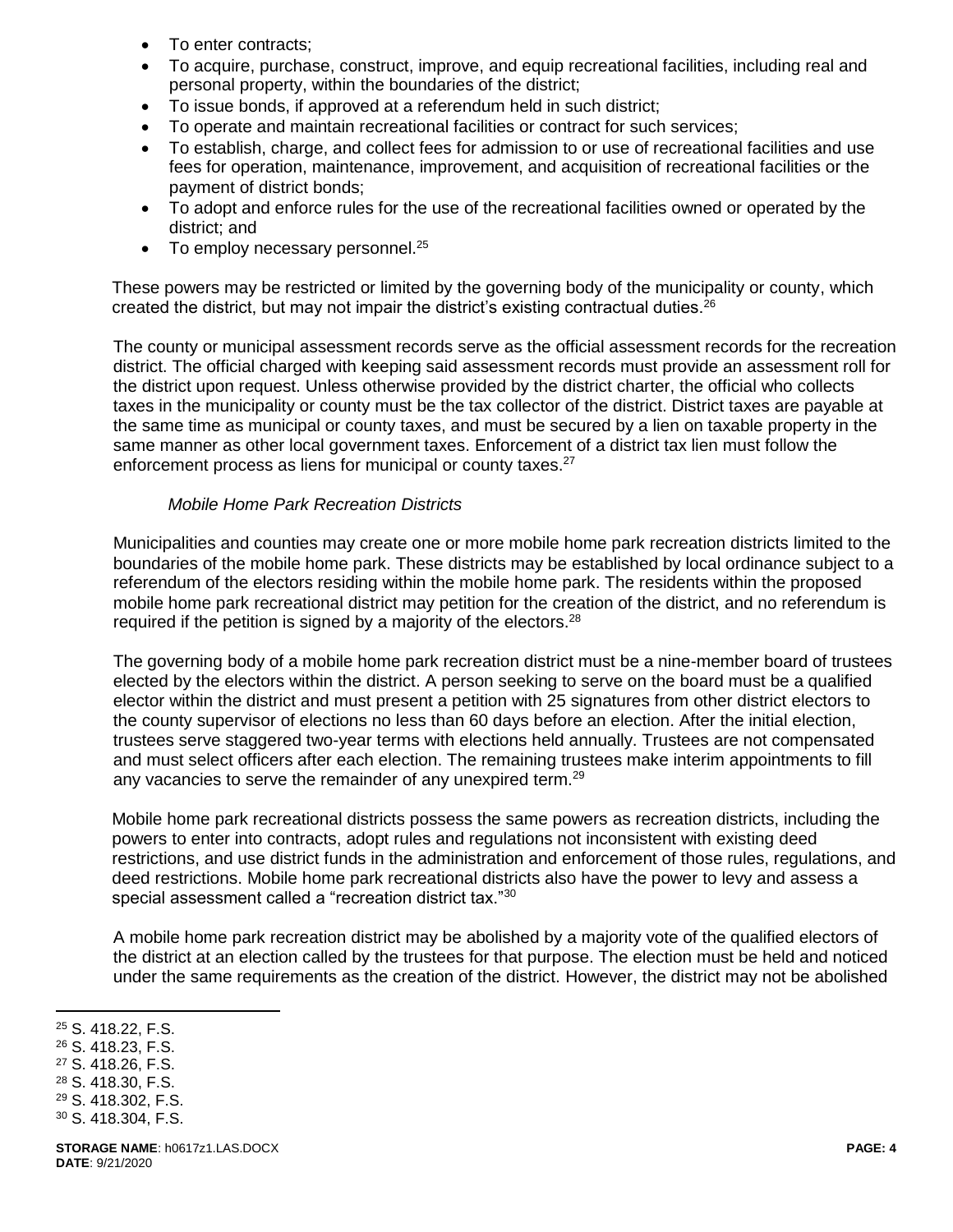- To enter contracts;
- To acquire, purchase, construct, improve, and equip recreational facilities, including real and personal property, within the boundaries of the district;
- To issue bonds, if approved at a referendum held in such district;
- To operate and maintain recreational facilities or contract for such services;
- To establish, charge, and collect fees for admission to or use of recreational facilities and use fees for operation, maintenance, improvement, and acquisition of recreational facilities or the payment of district bonds;
- To adopt and enforce rules for the use of the recreational facilities owned or operated by the district; and
- To employ necessary personnel.[25]

These powers may be restricted or limited by the governing body of the municipality or county, which created the district, but may not impair the district's existing contractual duties.[26]

The county or municipal assessment records serve as the official assessment records for the recreation district. The official charged with keeping said assessment records must provide an assessment roll for the district upon request. Unless otherwise provided by the district charter, the official who collects taxes in the municipality or county must be the tax collector of the district. District taxes are payable at the same time as municipal or county taxes, and must be secured by a lien on taxable property in the same manner as other local government taxes. Enforcement of a district tax lien must follow the enforcement process as liens for municipal or county taxes.[27]

*Mobile Home Park Recreation Districts*

Municipalities and counties may create one or more mobile home park recreation districts limited to the boundaries of the mobile home park. These districts may be established by local ordinance subject to a referendum of the electors residing within the mobile home park. The residents within the proposed mobile home park recreational district may petition for the creation of the district, and no referendum is required if the petition is signed by a majority of the electors.[28]

The governing body of a mobile home park recreation district must be a nine-member board of trustees elected by the electors within the district. A person seeking to serve on the board must be a qualified elector within the district and must present a petition with 25 signatures from other district electors to the county supervisor of elections no less than 60 days before an election. After the initial election, trustees serve staggered two-year terms with elections held annually. Trustees are not compensated and must select officers after each election. The remaining trustees make interim appointments to fill any vacancies to serve the remainder of any unexpired term.[29]

Mobile home park recreational districts possess the same powers as recreation districts, including the powers to enter into contracts, adopt rules and regulations not inconsistent with existing deed restrictions, and use district funds in the administration and enforcement of those rules, regulations, and deed restrictions. Mobile home park recreational districts also have the power to levy and assess a special assessment called a "recreation district tax."[30]

A mobile home park recreation district may be abolished by a majority vote of the qualified electors of the district at an election called by the trustees for that purpose. The election must be held and noticed under the same requirements as the creation of the district. However, the district may not be abolished

---

[25] S. 418.22, F.S.
[26] S. 418.23, F.S.
[27] S. 418.26, F.S.
[28] S. 418.30, F.S.
[29] S. 418.302, F.S.
[30] S. 418.304, F.S.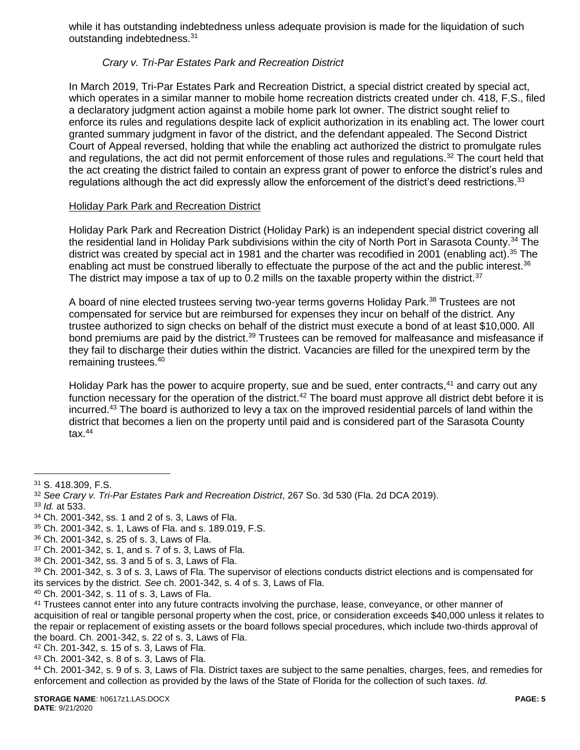while it has outstanding indebtedness unless adequate provision is made for the liquidation of such outstanding indebtedness.[31]

*Crary v. Tri-Par Estates Park and Recreation District*

In March 2019, Tri-Par Estates Park and Recreation District, a special district created by special act, which operates in a similar manner to mobile home recreation districts created under ch. 418, F.S., filed a declaratory judgment action against a mobile home park lot owner. The district sought relief to enforce its rules and regulations despite lack of explicit authorization in its enabling act. The lower court granted summary judgment in favor of the district, and the defendant appealed. The Second District Court of Appeal reversed, holding that while the enabling act authorized the district to promulgate rules and regulations, the act did not permit enforcement of those rules and regulations.[32] The court held that the act creating the district failed to contain an express grant of power to enforce the district's rules and regulations although the act did expressly allow the enforcement of the district's deed restrictions.[33]

Holiday Park Park and Recreation District

Holiday Park Park and Recreation District (Holiday Park) is an independent special district covering all the residential land in Holiday Park subdivisions within the city of North Port in Sarasota County.[34] The district was created by special act in 1981 and the charter was recodified in 2001 (enabling act).[35] The enabling act must be construed liberally to effectuate the purpose of the act and the public interest.[36] The district may impose a tax of up to 0.2 mills on the taxable property within the district.[37]

A board of nine elected trustees serving two-year terms governs Holiday Park.[38] Trustees are not compensated for service but are reimbursed for expenses they incur on behalf of the district. Any trustee authorized to sign checks on behalf of the district must execute a bond of at least $10,000. All bond premiums are paid by the district.[39] Trustees can be removed for malfeasance and misfeasance if they fail to discharge their duties within the district. Vacancies are filled for the unexpired term by the remaining trustees.[40]

Holiday Park has the power to acquire property, sue and be sued, enter contracts,[41] and carry out any function necessary for the operation of the district.[42] The board must approve all district debt before it is incurred.[43] The board is authorized to levy a tax on the improved residential parcels of land within the district that becomes a lien on the property until paid and is considered part of the Sarasota County tax.[44]

---

[31] S. 418.309, F.S.

[32] *See Crary v. Tri-Par Estates Park and Recreation District*, 267 So. 3d 530 (Fla. 2d DCA 2019).

[33] *Id.* at 533.

[34] Ch. 2001-342, ss. 1 and 2 of s. 3, Laws of Fla.

[35] Ch. 2001-342, s. 1, Laws of Fla. and s. 189.019, F.S.

[36] Ch. 2001-342, s. 25 of s. 3, Laws of Fla.

[37] Ch. 2001-342, s. 1, and s. 7 of s. 3, Laws of Fla.

[38] Ch. 2001-342, ss. 3 and 5 of s. 3, Laws of Fla.

[39] Ch. 2001-342, s. 3 of s. 3, Laws of Fla. The supervisor of elections conducts district elections and is compensated for its services by the district. *See* ch. 2001-342, s. 4 of s. 3, Laws of Fla.

[40] Ch. 2001-342, s. 11 of s. 3, Laws of Fla.

[41] Trustees cannot enter into any future contracts involving the purchase, lease, conveyance, or other manner of acquisition of real or tangible personal property when the cost, price, or consideration exceeds $40,000 unless it relates to the repair or replacement of existing assets or the board follows special procedures, which include two-thirds approval of the board. Ch. 2001-342, s. 22 of s. 3, Laws of Fla.

[42] Ch. 201-342, s. 15 of s. 3, Laws of Fla.

[43] Ch. 2001-342, s. 8 of s. 3, Laws of Fla.

[44] Ch. 2001-342, s. 9 of s. 3, Laws of Fla. District taxes are subject to the same penalties, charges, fees, and remedies for enforcement and collection as provided by the laws of the State of Florida for the collection of such taxes. *Id.*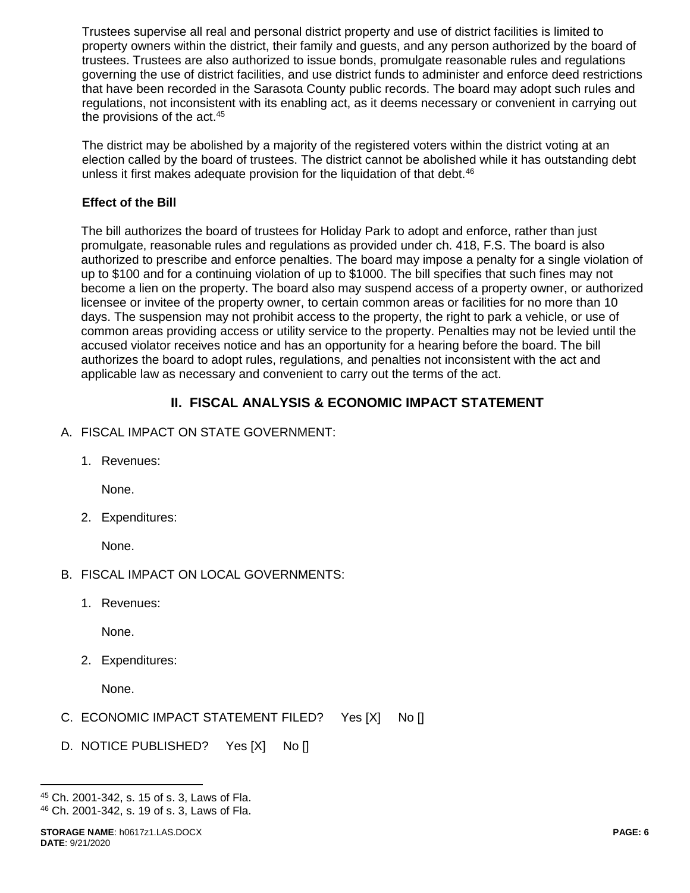Trustees supervise all real and personal district property and use of district facilities is limited to property owners within the district, their family and guests, and any person authorized by the board of trustees. Trustees are also authorized to issue bonds, promulgate reasonable rules and regulations governing the use of district facilities, and use district funds to administer and enforce deed restrictions that have been recorded in the Sarasota County public records. The board may adopt such rules and regulations, not inconsistent with its enabling act, as it deems necessary or convenient in carrying out the provisions of the act.[45]

The district may be abolished by a majority of the registered voters within the district voting at an election called by the board of trustees. The district cannot be abolished while it has outstanding debt unless it first makes adequate provision for the liquidation of that debt.[46]

**Effect of the Bill**

The bill authorizes the board of trustees for Holiday Park to adopt and enforce, rather than just promulgate, reasonable rules and regulations as provided under ch. 418, F.S. The board is also authorized to prescribe and enforce penalties. The board may impose a penalty for a single violation of up to $100 and for a continuing violation of up to $1000. The bill specifies that such fines may not become a lien on the property. The board also may suspend access of a property owner, or authorized licensee or invitee of the property owner, to certain common areas or facilities for no more than 10 days. The suspension may not prohibit access to the property, the right to park a vehicle, or use of common areas providing access or utility service to the property. Penalties may not be levied until the accused violator receives notice and has an opportunity for a hearing before the board. The bill authorizes the board to adopt rules, regulations, and penalties not inconsistent with the act and applicable law as necessary and convenient to carry out the terms of the act.

## II. FISCAL ANALYSIS & ECONOMIC IMPACT STATEMENT

A. FISCAL IMPACT ON STATE GOVERNMENT:

1. Revenues:

   None.

2. Expenditures:

   None.

B. FISCAL IMPACT ON LOCAL GOVERNMENTS:

1. Revenues:

   None.

2. Expenditures:

   None.

C. ECONOMIC IMPACT STATEMENT FILED? Yes [X] No []

D. NOTICE PUBLISHED? Yes [X] No []

---

[45] Ch. 2001-342, s. 15 of s. 3, Laws of Fla.

[46] Ch. 2001-342, s. 19 of s. 3, Laws of Fla.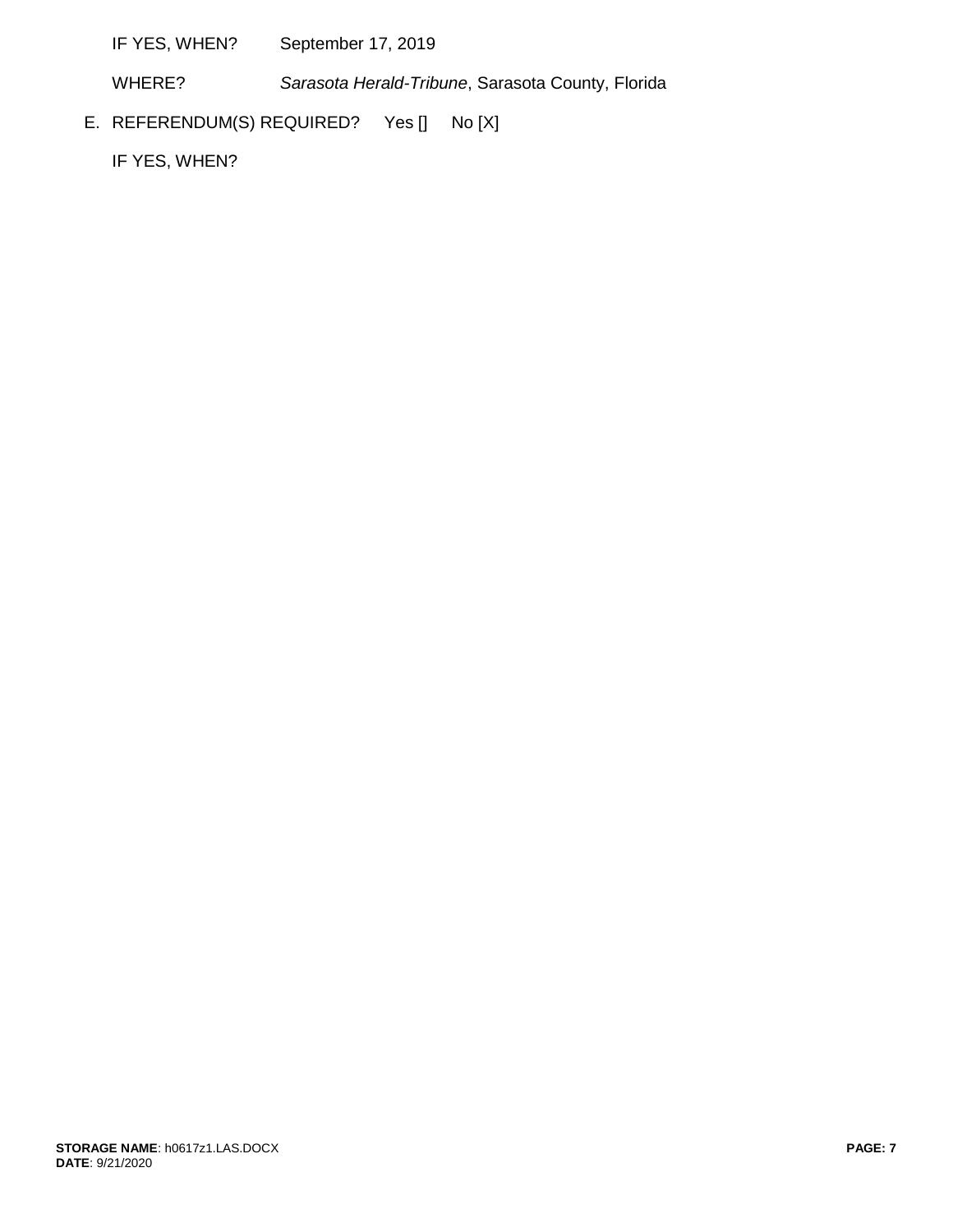IF YES, WHEN? September 17, 2019

WHERE? *Sarasota Herald-Tribune*, Sarasota County, Florida

E. REFERENDUM(S) REQUIRED? Yes [] No [X]

IF YES, WHEN?